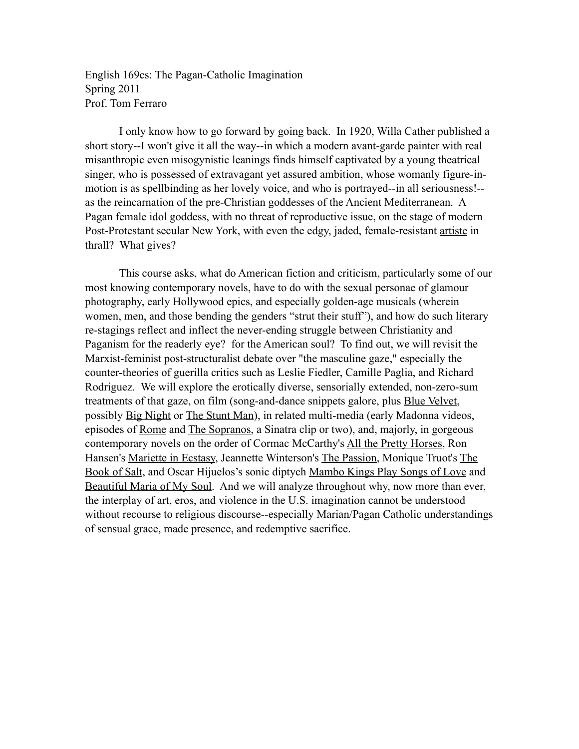English 169cs: The Pagan-Catholic Imagination
Spring 2011
Prof. Tom Ferraro

I only know how to go forward by going back. In 1920, Willa Cather published a short story--I won't give it all the way--in which a modern avant-garde painter with real misanthropic even misogynistic leanings finds himself captivated by a young theatrical singer, who is possessed of extravagant yet assured ambition, whose womanly figure-in-motion is as spellbinding as her lovely voice, and who is portrayed--in all seriousness!--as the reincarnation of the pre-Christian goddesses of the Ancient Mediterranean. A Pagan female idol goddess, with no threat of reproductive issue, on the stage of modern Post-Protestant secular New York, with even the edgy, jaded, female-resistant <u>artiste</u> in thrall? What gives?

This course asks, what do American fiction and criticism, particularly some of our most knowing contemporary novels, have to do with the sexual personae of glamour photography, early Hollywood epics, and especially golden-age musicals (wherein women, men, and those bending the genders "strut their stuff"), and how do such literary re-stagings reflect and inflect the never-ending struggle between Christianity and Paganism for the readerly eye? for the American soul? To find out, we will revisit the Marxist-feminist post-structuralist debate over "the masculine gaze," especially the counter-theories of guerilla critics such as Leslie Fiedler, Camille Paglia, and Richard Rodriguez. We will explore the erotically diverse, sensorially extended, non-zero-sum treatments of that gaze, on film (song-and-dance snippets galore, plus <u>Blue Velvet</u>, possibly <u>Big Night</u> or <u>The Stunt Man</u>), in related multi-media (early Madonna videos, episodes of <u>Rome</u> and <u>The Sopranos</u>, a Sinatra clip or two), and, majorly, in gorgeous contemporary novels on the order of Cormac McCarthy's <u>All the Pretty Horses</u>, Ron Hansen's <u>Mariette in Ecstasy</u>, Jeannette Winterson's <u>The Passion</u>, Monique Truot's <u>The Book of Salt</u>, and Oscar Hijuelos's sonic diptych <u>Mambo Kings Play Songs of Love</u> and <u>Beautiful Maria of My Soul</u>. And we will analyze throughout why, now more than ever, the interplay of art, eros, and violence in the U.S. imagination cannot be understood without recourse to religious discourse--especially Marian/Pagan Catholic understandings of sensual grace, made presence, and redemptive sacrifice.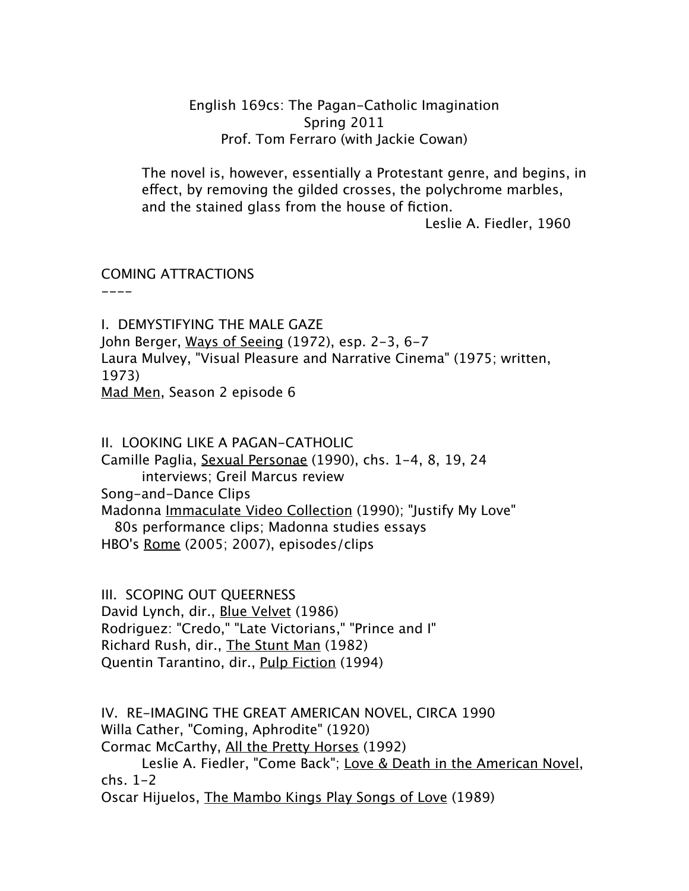English 169cs: The Pagan-Catholic Imagination
Spring 2011
Prof. Tom Ferraro (with Jackie Cowan)

> The novel is, however, essentially a Protestant genre, and begins, in effect, by removing the gilded crosses, the polychrome marbles, and the stained glass from the house of fiction.
>
> Leslie A. Fiedler, 1960

COMING ATTRACTIONS
----

I. DEMYSTIFYING THE MALE GAZE
John Berger, Ways of Seeing (1972), esp. 2-3, 6-7
Laura Mulvey, "Visual Pleasure and Narrative Cinema" (1975; written, 1973)
Mad Men, Season 2 episode 6

II. LOOKING LIKE A PAGAN-CATHOLIC
Camille Paglia, Sexual Personae (1990), chs. 1-4, 8, 19, 24
interviews; Greil Marcus review
Song-and-Dance Clips
Madonna Immaculate Video Collection (1990); "Justify My Love"
80s performance clips; Madonna studies essays
HBO's Rome (2005; 2007), episodes/clips

III. SCOPING OUT QUEERNESS
David Lynch, dir., Blue Velvet (1986)
Rodriguez: "Credo," "Late Victorians," "Prince and I"
Richard Rush, dir., The Stunt Man (1982)
Quentin Tarantino, dir., Pulp Fiction (1994)

IV. RE-IMAGING THE GREAT AMERICAN NOVEL, CIRCA 1990
Willa Cather, "Coming, Aphrodite" (1920)
Cormac McCarthy, All the Pretty Horses (1992)
Leslie A. Fiedler, "Come Back"; Love & Death in the American Novel, chs. 1-2
Oscar Hijuelos, The Mambo Kings Play Songs of Love (1989)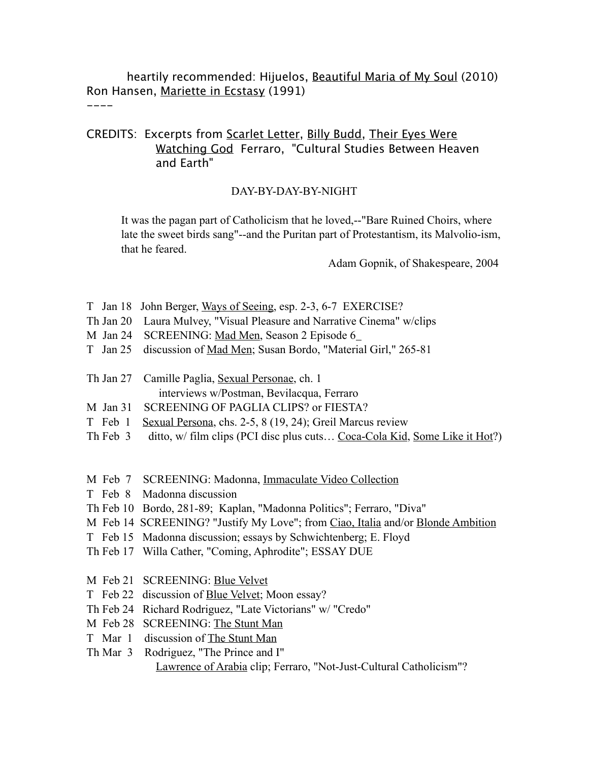heartily recommended: Hijuelos, Beautiful Maria of My Soul (2010)
Ron Hansen, Mariette in Ecstasy (1991)

----

CREDITS: Excerpts from Scarlet Letter, Billy Budd, Their Eyes Were Watching God Ferraro, "Cultural Studies Between Heaven and Earth"

## DAY-BY-DAY-BY-NIGHT

> It was the pagan part of Catholicism that he loved,--"Bare Ruined Choirs, where late the sweet birds sang"--and the Puritan part of Protestantism, its Malvolio-ism, that he feared.
>
> Adam Gopnik, of Shakespeare, 2004

T Jan 18 John Berger, Ways of Seeing, esp. 2-3, 6-7 EXERCISE?
Th Jan 20 Laura Mulvey, "Visual Pleasure and Narrative Cinema" w/clips
M Jan 24 SCREENING: Mad Men, Season 2 Episode 6
T Jan 25 discussion of Mad Men; Susan Bordo, "Material Girl," 265-81

Th Jan 27 Camille Paglia, Sexual Personae, ch. 1
interviews w/Postman, Bevilacqua, Ferraro
M Jan 31 SCREENING OF PAGLIA CLIPS? or FIESTA?
T Feb 1 Sexual Persona, chs. 2-5, 8 (19, 24); Greil Marcus review
Th Feb 3 ditto, w/ film clips (PCI disc plus cuts… Coca-Cola Kid, Some Like it Hot?)

M Feb 7 SCREENING: Madonna, Immaculate Video Collection
T Feb 8 Madonna discussion
Th Feb 10 Bordo, 281-89; Kaplan, "Madonna Politics"; Ferraro, "Diva"
M Feb 14 SCREENING? "Justify My Love"; from Ciao, Italia and/or Blonde Ambition
T Feb 15 Madonna discussion; essays by Schwichtenberg; E. Floyd
Th Feb 17 Willa Cather, "Coming, Aphrodite"; ESSAY DUE

M Feb 21 SCREENING: Blue Velvet
T Feb 22 discussion of Blue Velvet; Moon essay?
Th Feb 24 Richard Rodriguez, "Late Victorians" w/ "Credo"
M Feb 28 SCREENING: The Stunt Man
T Mar 1 discussion of The Stunt Man
Th Mar 3 Rodriguez, "The Prince and I"
Lawrence of Arabia clip; Ferraro, "Not-Just-Cultural Catholicism"?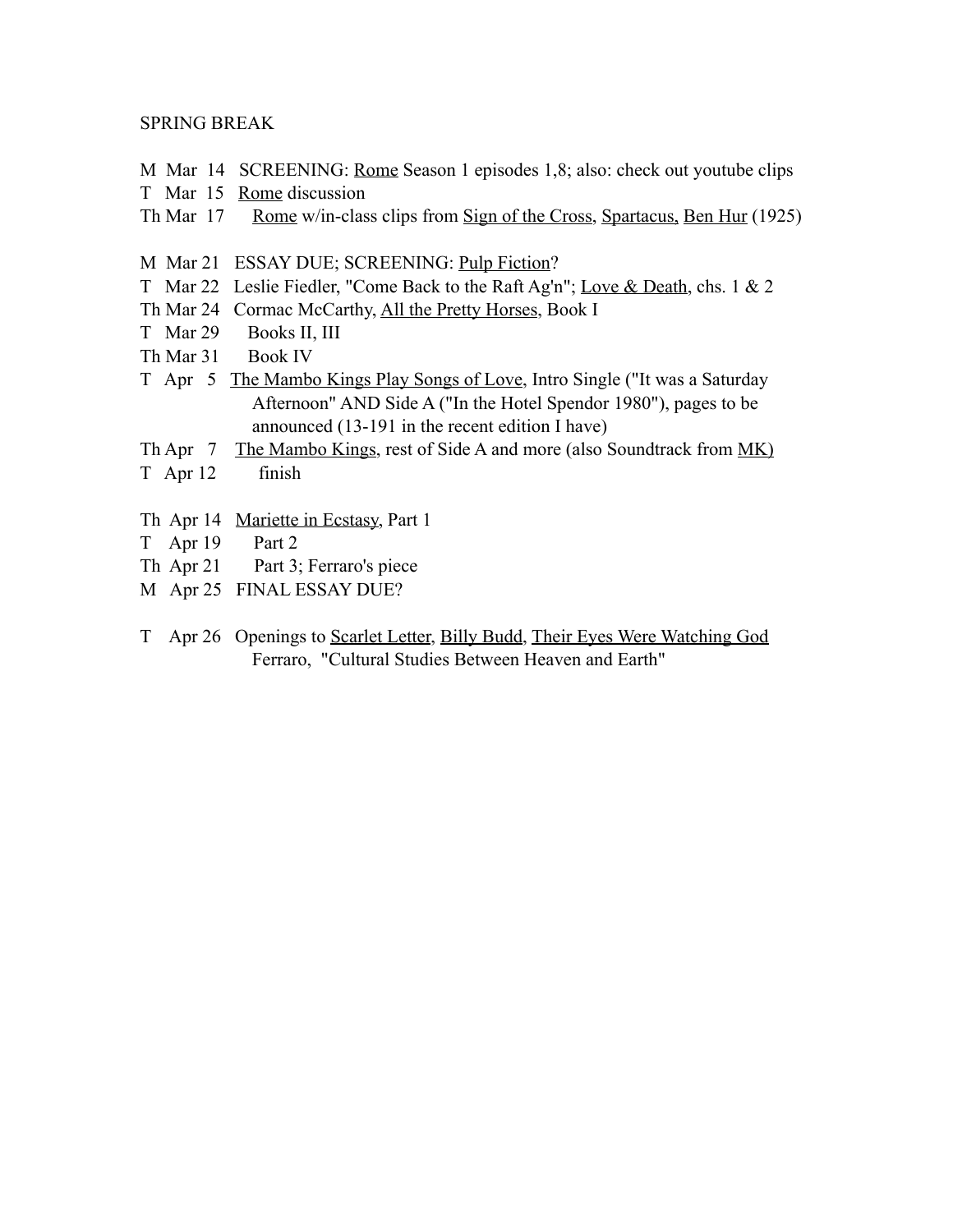SPRING BREAK

M Mar 14 SCREENING: Rome Season 1 episodes 1,8; also: check out youtube clips
T Mar 15 Rome discussion
Th Mar 17 Rome w/in-class clips from Sign of the Cross, Spartacus, Ben Hur (1925)

M Mar 21 ESSAY DUE; SCREENING: Pulp Fiction?
T Mar 22 Leslie Fiedler, "Come Back to the Raft Ag'n"; Love & Death, chs. 1 & 2
Th Mar 24 Cormac McCarthy, All the Pretty Horses, Book I
T Mar 29 Books II, III
Th Mar 31 Book IV
T Apr 5 The Mambo Kings Play Songs of Love, Intro Single ("It was a Saturday Afternoon" AND Side A ("In the Hotel Spendor 1980"), pages to be announced (13-191 in the recent edition I have)
Th Apr 7 The Mambo Kings, rest of Side A and more (also Soundtrack from MK)
T Apr 12 finish

Th Apr 14 Mariette in Ecstasy, Part 1
T Apr 19 Part 2
Th Apr 21 Part 3; Ferraro's piece
M Apr 25 FINAL ESSAY DUE?

T Apr 26 Openings to Scarlet Letter, Billy Budd, Their Eyes Were Watching God
Ferraro, "Cultural Studies Between Heaven and Earth"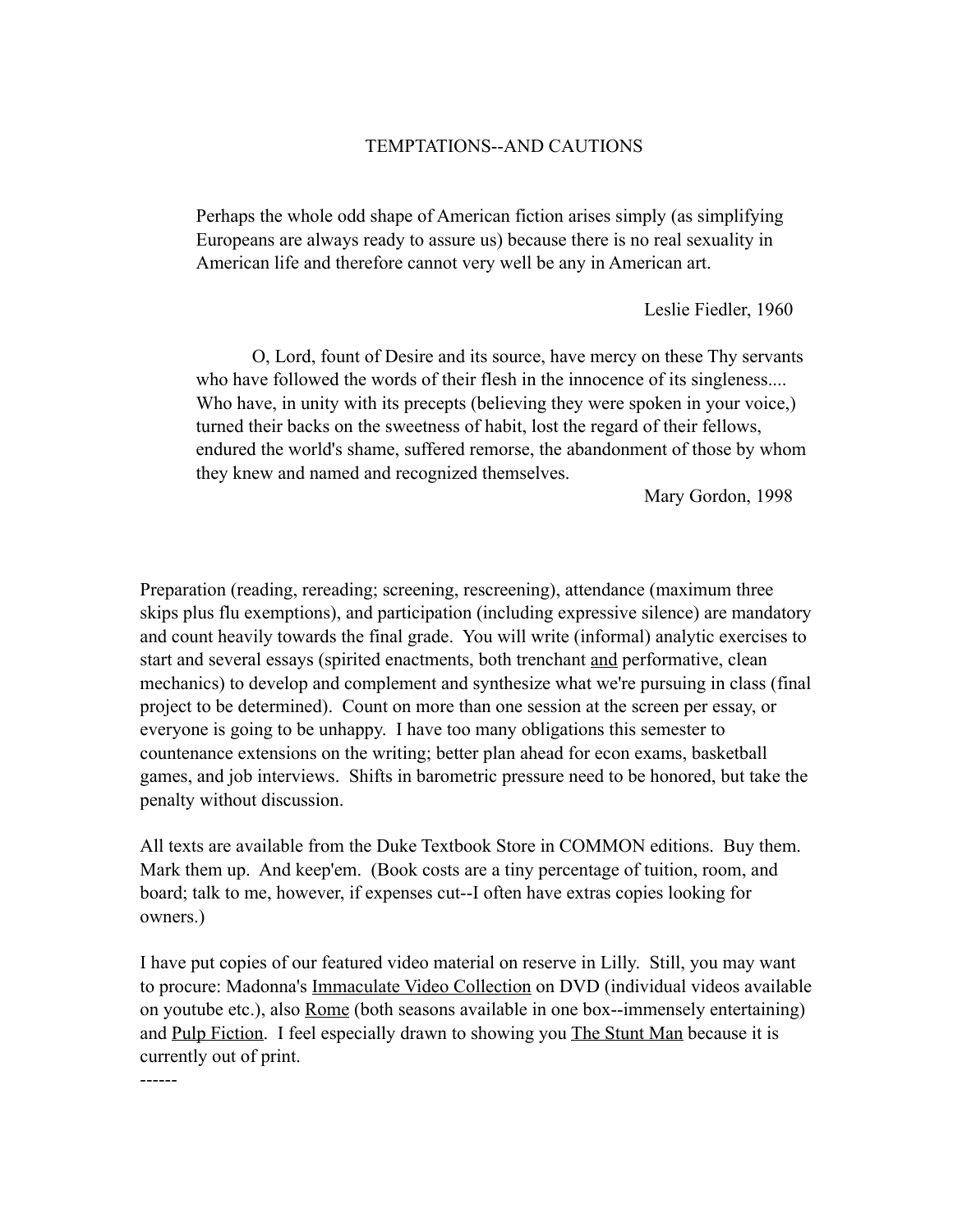TEMPTATIONS--AND CAUTIONS

> Perhaps the whole odd shape of American fiction arises simply (as simplifying Europeans are always ready to assure us) because there is no real sexuality in American life and therefore cannot very well be any in American art.
>
> Leslie Fiedler, 1960

> O, Lord, fount of Desire and its source, have mercy on these Thy servants who have followed the words of their flesh in the innocence of its singleness.... Who have, in unity with its precepts (believing they were spoken in your voice,) turned their backs on the sweetness of habit, lost the regard of their fellows, endured the world's shame, suffered remorse, the abandonment of those by whom they knew and named and recognized themselves.
>
> Mary Gordon, 1998

Preparation (reading, rereading; screening, rescreening), attendance (maximum three skips plus flu exemptions), and participation (including expressive silence) are mandatory and count heavily towards the final grade. You will write (informal) analytic exercises to start and several essays (spirited enactments, both trenchant <u>and</u> performative, clean mechanics) to develop and complement and synthesize what we're pursuing in class (final project to be determined). Count on more than one session at the screen per essay, or everyone is going to be unhappy. I have too many obligations this semester to countenance extensions on the writing; better plan ahead for econ exams, basketball games, and job interviews. Shifts in barometric pressure need to be honored, but take the penalty without discussion.

All texts are available from the Duke Textbook Store in COMMON editions. Buy them. Mark them up. And keep'em. (Book costs are a tiny percentage of tuition, room, and board; talk to me, however, if expenses cut--I often have extras copies looking for owners.)

I have put copies of our featured video material on reserve in Lilly. Still, you may want to procure: Madonna's <u>Immaculate Video Collection</u> on DVD (individual videos available on youtube etc.), also <u>Rome</u> (both seasons available in one box--immensely entertaining) and <u>Pulp Fiction</u>. I feel especially drawn to showing you <u>The Stunt Man</u> because it is currently out of print.

------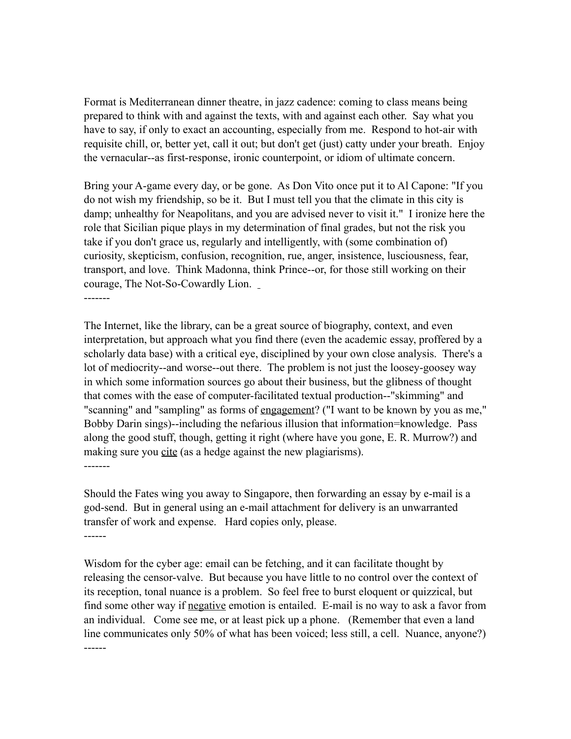Format is Mediterranean dinner theatre, in jazz cadence: coming to class means being prepared to think with and against the texts, with and against each other. Say what you have to say, if only to exact an accounting, especially from me. Respond to hot-air with requisite chill, or, better yet, call it out; but don't get (just) catty under your breath. Enjoy the vernacular--as first-response, ironic counterpoint, or idiom of ultimate concern.

Bring your A-game every day, or be gone. As Don Vito once put it to Al Capone: "If you do not wish my friendship, so be it. But I must tell you that the climate in this city is damp; unhealthy for Neapolitans, and you are advised never to visit it." I ironize here the role that Sicilian pique plays in my determination of final grades, but not the risk you take if you don't grace us, regularly and intelligently, with (some combination of) curiosity, skepticism, confusion, recognition, rue, anger, insistence, lusciousness, fear, transport, and love. Think Madonna, think Prince--or, for those still working on their courage, The Not-So-Cowardly Lion.

-------

The Internet, like the library, can be a great source of biography, context, and even interpretation, but approach what you find there (even the academic essay, proffered by a scholarly data base) with a critical eye, disciplined by your own close analysis. There's a lot of mediocrity--and worse--out there. The problem is not just the loosey-goosey way in which some information sources go about their business, but the glibness of thought that comes with the ease of computer-facilitated textual production--"skimming" and "scanning" and "sampling" as forms of <u>engagement</u>? ("I want to be known by you as me," Bobby Darin sings)--including the nefarious illusion that information=knowledge. Pass along the good stuff, though, getting it right (where have you gone, E. R. Murrow?) and making sure you <u>cite</u> (as a hedge against the new plagiarisms).

-------

Should the Fates wing you away to Singapore, then forwarding an essay by e-mail is a god-send. But in general using an e-mail attachment for delivery is an unwarranted transfer of work and expense. Hard copies only, please.

------

Wisdom for the cyber age: email can be fetching, and it can facilitate thought by releasing the censor-valve. But because you have little to no control over the context of its reception, tonal nuance is a problem. So feel free to burst eloquent or quizzical, but find some other way if <u>negative</u> emotion is entailed. E-mail is no way to ask a favor from an individual. Come see me, or at least pick up a phone. (Remember that even a land line communicates only 50% of what has been voiced; less still, a cell. Nuance, anyone?)

------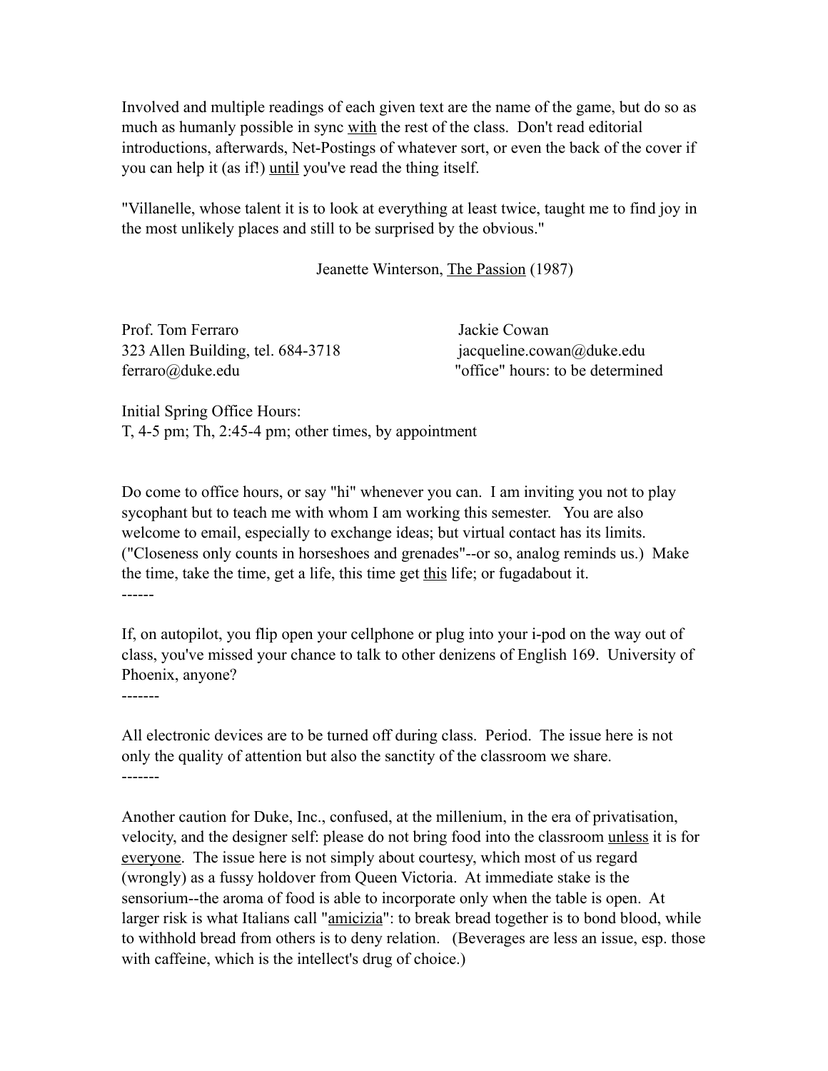Involved and multiple readings of each given text are the name of the game, but do so as much as humanly possible in sync <u>with</u> the rest of the class. Don't read editorial introductions, afterwards, Net-Postings of whatever sort, or even the back of the cover if you can help it (as if!) <u>until</u> you've read the thing itself.

"Villanelle, whose talent it is to look at everything at least twice, taught me to find joy in the most unlikely places and still to be surprised by the obvious."

Jeanette Winterson, <u>The Passion</u> (1987)

Prof. Tom Ferraro
323 Allen Building, tel. 684-3718
ferraro@duke.edu

Jackie Cowan
jacqueline.cowan@duke.edu
"office" hours: to be determined

Initial Spring Office Hours:
T, 4-5 pm; Th, 2:45-4 pm; other times, by appointment

Do come to office hours, or say "hi" whenever you can. I am inviting you not to play sycophant but to teach me with whom I am working this semester. You are also welcome to email, especially to exchange ideas; but virtual contact has its limits. ("Closeness only counts in horseshoes and grenades"--or so, analog reminds us.) Make the time, take the time, get a life, this time get <u>this</u> life; or fugadabout it.

------

If, on autopilot, you flip open your cellphone or plug into your i-pod on the way out of class, you've missed your chance to talk to other denizens of English 169. University of Phoenix, anyone?

-------

All electronic devices are to be turned off during class. Period. The issue here is not only the quality of attention but also the sanctity of the classroom we share.

-------

Another caution for Duke, Inc., confused, at the millenium, in the era of privatisation, velocity, and the designer self: please do not bring food into the classroom <u>unless</u> it is for <u>everyone</u>. The issue here is not simply about courtesy, which most of us regard (wrongly) as a fussy holdover from Queen Victoria. At immediate stake is the sensorium--the aroma of food is able to incorporate only when the table is open. At larger risk is what Italians call "<u>amicizia</u>": to break bread together is to bond blood, while to withhold bread from others is to deny relation. (Beverages are less an issue, esp. those with caffeine, which is the intellect's drug of choice.)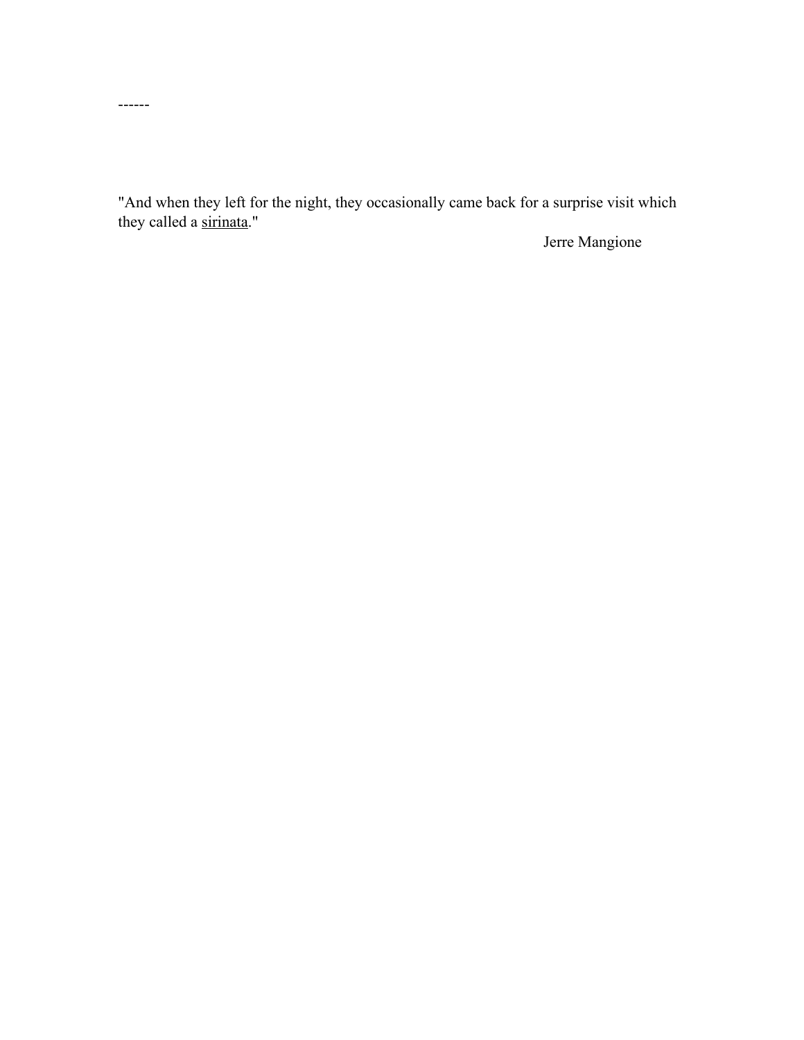------

"And when they left for the night, they occasionally came back for a surprise visit which they called a <u>sirinata</u>."

Jerre Mangione